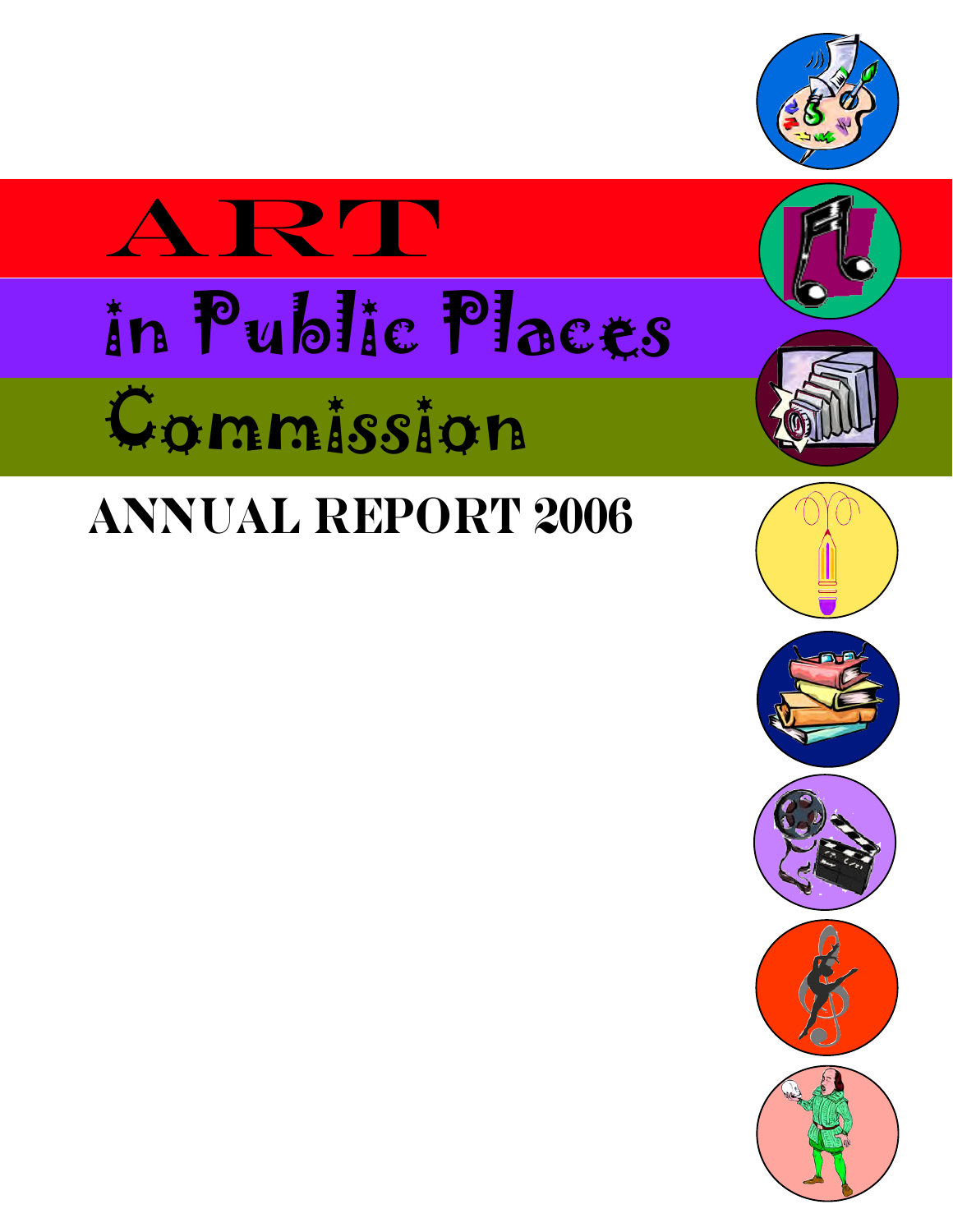# ART

# in Public Places

# Commission

## ANNUAL REPORT 2006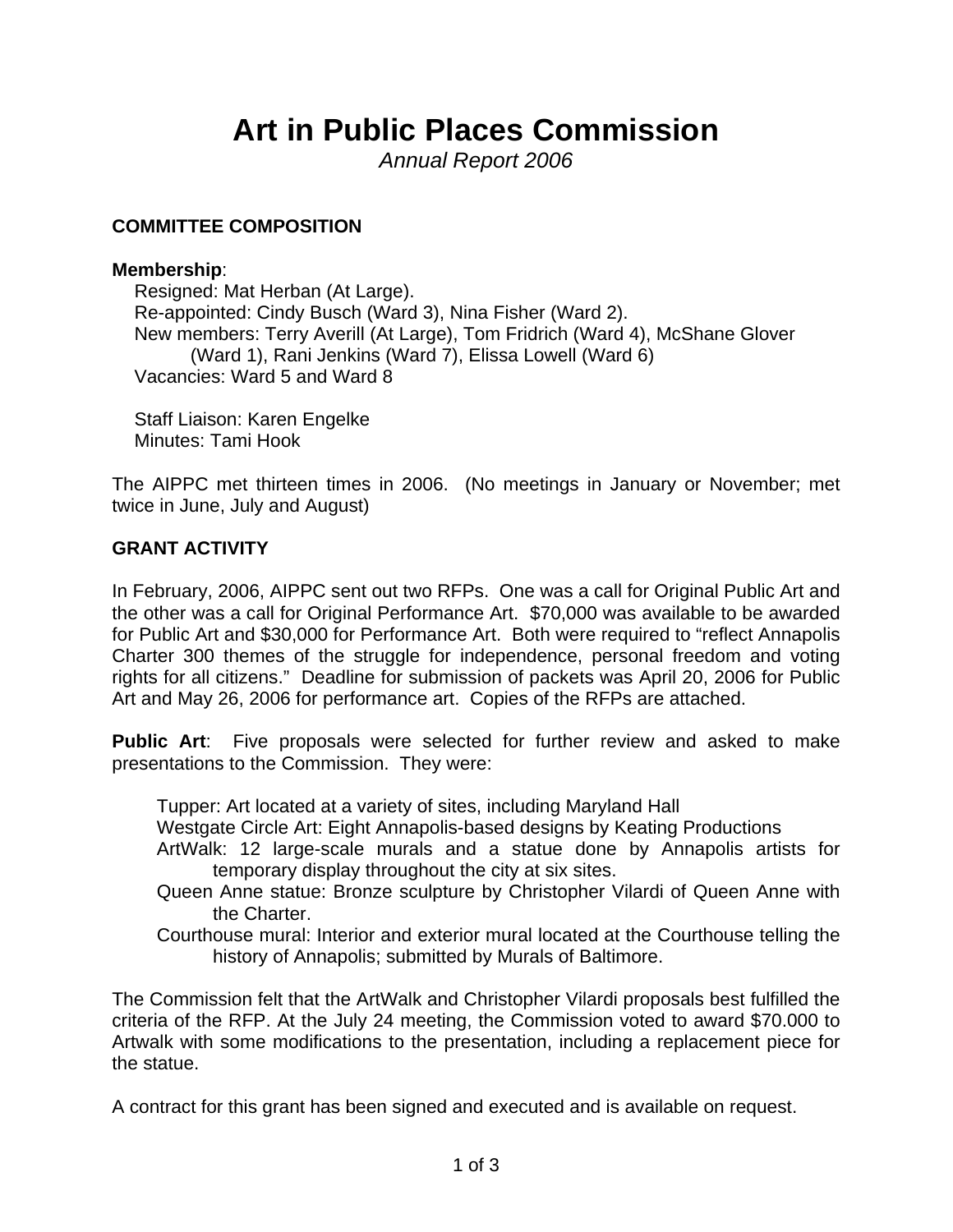# Art in Public Places Commission

*Annual Report 2006*

**COMMITTEE COMPOSITION**

**Membership**:

Resigned: Mat Herban (At Large).
Re-appointed: Cindy Busch (Ward 3), Nina Fisher (Ward 2).
New members: Terry Averill (At Large), Tom Fridrich (Ward 4), McShane Glover (Ward 1), Rani Jenkins (Ward 7), Elissa Lowell (Ward 6)
Vacancies: Ward 5 and Ward 8

Staff Liaison: Karen Engelke
Minutes: Tami Hook

The AIPPC met thirteen times in 2006. (No meetings in January or November; met twice in June, July and August)

**GRANT ACTIVITY**

In February, 2006, AIPPC sent out two RFPs. One was a call for Original Public Art and the other was a call for Original Performance Art. $70,000 was available to be awarded for Public Art and $30,000 for Performance Art. Both were required to "reflect Annapolis Charter 300 themes of the struggle for independence, personal freedom and voting rights for all citizens." Deadline for submission of packets was April 20, 2006 for Public Art and May 26, 2006 for performance art. Copies of the RFPs are attached.

**Public Art**: Five proposals were selected for further review and asked to make presentations to the Commission. They were:

Tupper: Art located at a variety of sites, including Maryland Hall
Westgate Circle Art: Eight Annapolis-based designs by Keating Productions
ArtWalk: 12 large-scale murals and a statue done by Annapolis artists for temporary display throughout the city at six sites.
Queen Anne statue: Bronze sculpture by Christopher Vilardi of Queen Anne with the Charter.
Courthouse mural: Interior and exterior mural located at the Courthouse telling the history of Annapolis; submitted by Murals of Baltimore.

The Commission felt that the ArtWalk and Christopher Vilardi proposals best fulfilled the criteria of the RFP. At the July 24 meeting, the Commission voted to award $70.000 to Artwalk with some modifications to the presentation, including a replacement piece for the statue.

A contract for this grant has been signed and executed and is available on request.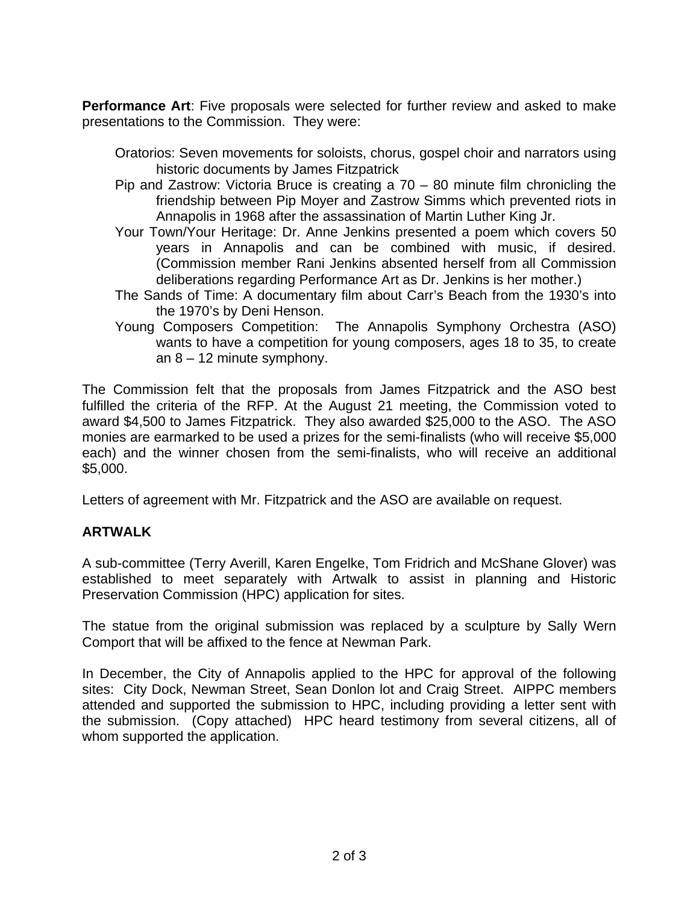**Performance Art**: Five proposals were selected for further review and asked to make presentations to the Commission. They were:

- Oratorios: Seven movements for soloists, chorus, gospel choir and narrators using historic documents by James Fitzpatrick
- Pip and Zastrow: Victoria Bruce is creating a 70 – 80 minute film chronicling the friendship between Pip Moyer and Zastrow Simms which prevented riots in Annapolis in 1968 after the assassination of Martin Luther King Jr.
- Your Town/Your Heritage: Dr. Anne Jenkins presented a poem which covers 50 years in Annapolis and can be combined with music, if desired. (Commission member Rani Jenkins absented herself from all Commission deliberations regarding Performance Art as Dr. Jenkins is her mother.)
- The Sands of Time: A documentary film about Carr's Beach from the 1930's into the 1970's by Deni Henson.
- Young Composers Competition: The Annapolis Symphony Orchestra (ASO) wants to have a competition for young composers, ages 18 to 35, to create an 8 – 12 minute symphony.

The Commission felt that the proposals from James Fitzpatrick and the ASO best fulfilled the criteria of the RFP. At the August 21 meeting, the Commission voted to award $4,500 to James Fitzpatrick. They also awarded $25,000 to the ASO. The ASO monies are earmarked to be used a prizes for the semi-finalists (who will receive $5,000 each) and the winner chosen from the semi-finalists, who will receive an additional $5,000.

Letters of agreement with Mr. Fitzpatrick and the ASO are available on request.

## ARTWALK

A sub-committee (Terry Averill, Karen Engelke, Tom Fridrich and McShane Glover) was established to meet separately with Artwalk to assist in planning and Historic Preservation Commission (HPC) application for sites.

The statue from the original submission was replaced by a sculpture by Sally Wern Comport that will be affixed to the fence at Newman Park.

In December, the City of Annapolis applied to the HPC for approval of the following sites: City Dock, Newman Street, Sean Donlon lot and Craig Street. AIPPC members attended and supported the submission to HPC, including providing a letter sent with the submission. (Copy attached) HPC heard testimony from several citizens, all of whom supported the application.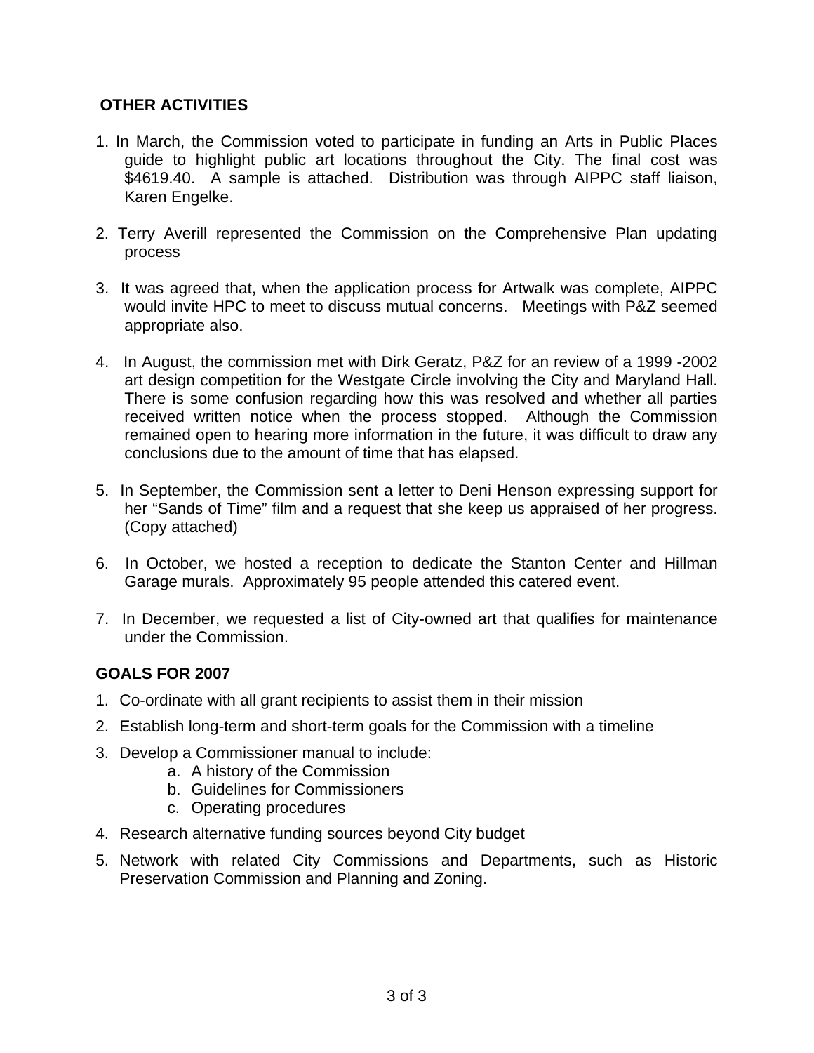## OTHER ACTIVITIES

1. In March, the Commission voted to participate in funding an Arts in Public Places guide to highlight public art locations throughout the City. The final cost was $4619.40. A sample is attached. Distribution was through AIPPC staff liaison, Karen Engelke.

2. Terry Averill represented the Commission on the Comprehensive Plan updating process

3. It was agreed that, when the application process for Artwalk was complete, AIPPC would invite HPC to meet to discuss mutual concerns. Meetings with P&Z seemed appropriate also.

4. In August, the commission met with Dirk Geratz, P&Z for an review of a 1999 -2002 art design competition for the Westgate Circle involving the City and Maryland Hall. There is some confusion regarding how this was resolved and whether all parties received written notice when the process stopped. Although the Commission remained open to hearing more information in the future, it was difficult to draw any conclusions due to the amount of time that has elapsed.

5. In September, the Commission sent a letter to Deni Henson expressing support for her "Sands of Time" film and a request that she keep us appraised of her progress. (Copy attached)

6. In October, we hosted a reception to dedicate the Stanton Center and Hillman Garage murals. Approximately 95 people attended this catered event.

7. In December, we requested a list of City-owned art that qualifies for maintenance under the Commission.

## GOALS FOR 2007

1. Co-ordinate with all grant recipients to assist them in their mission
2. Establish long-term and short-term goals for the Commission with a timeline
3. Develop a Commissioner manual to include:
    a. A history of the Commission
    b. Guidelines for Commissioners
    c. Operating procedures
4. Research alternative funding sources beyond City budget
5. Network with related City Commissions and Departments, such as Historic Preservation Commission and Planning and Zoning.